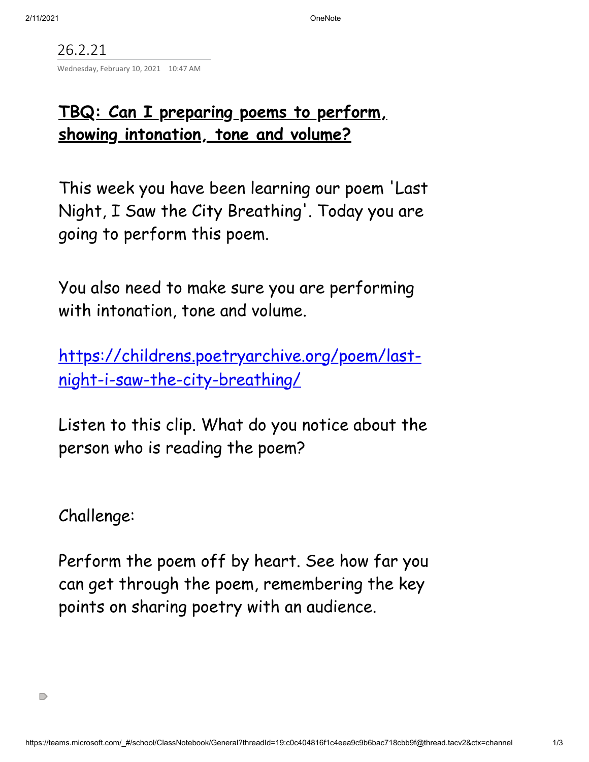26.2.21

Wednesday, February 10, 2021 10:47 AM

## **TBQ: Can I preparing poems to perform, showing intonation, tone and volume?**

This week you have been learning our poem 'Last Night, I Saw the City Breathing'. Today you are going to perform this poem.

You also need to make sure you are performing with intonation, tone and volume.

[https://childrens.poetryarchive.org/poem/last-night-i-saw-the-city-breathing/](https://childrens.poetryarchive.org/poem/last-night-i-saw-the-city-breathing/)

Listen to this clip. What do you notice about the person who is reading the poem?

Challenge:

Perform the poem off by heart. See how far you can get through the poem, remembering the key points on sharing poetry with an audience.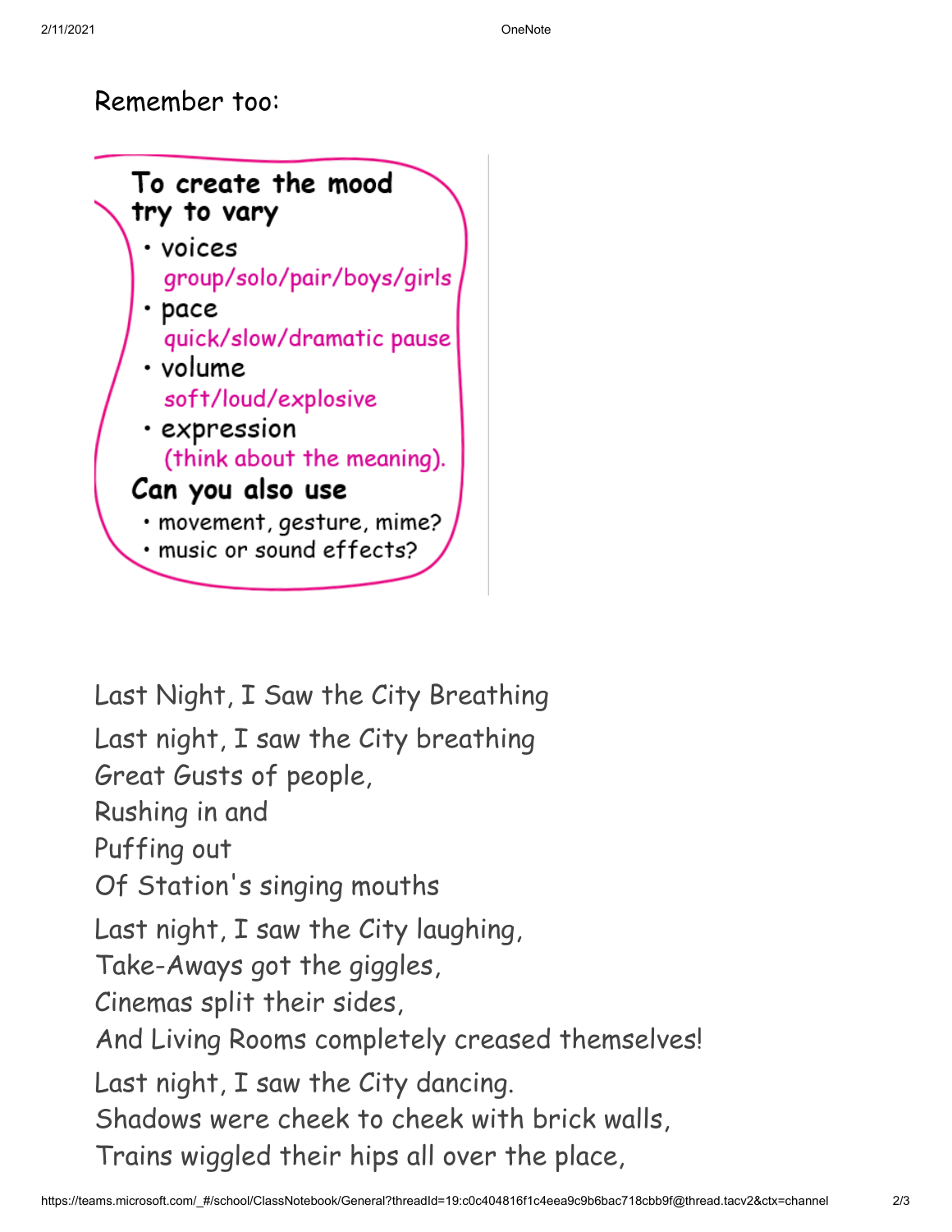Remember too:

**To create the mood try to vary**

- voices
  group/solo/pair/boys/girls
- pace
  quick/slow/dramatic pause
- volume
  soft/loud/explosive
- expression
  (think about the meaning).

**Can you also use**

- movement, gesture, mime?
- music or sound effects?

Last Night, I Saw the City Breathing

Last night, I saw the City breathing
Great Gusts of people,
Rushing in and
Puffing out
Of Station's singing mouths

Last night, I saw the City laughing,
Take-Aways got the giggles,
Cinemas split their sides,
And Living Rooms completely creased themselves!

Last night, I saw the City dancing.
Shadows were cheek to cheek with brick walls,
Trains wiggled their hips all over the place,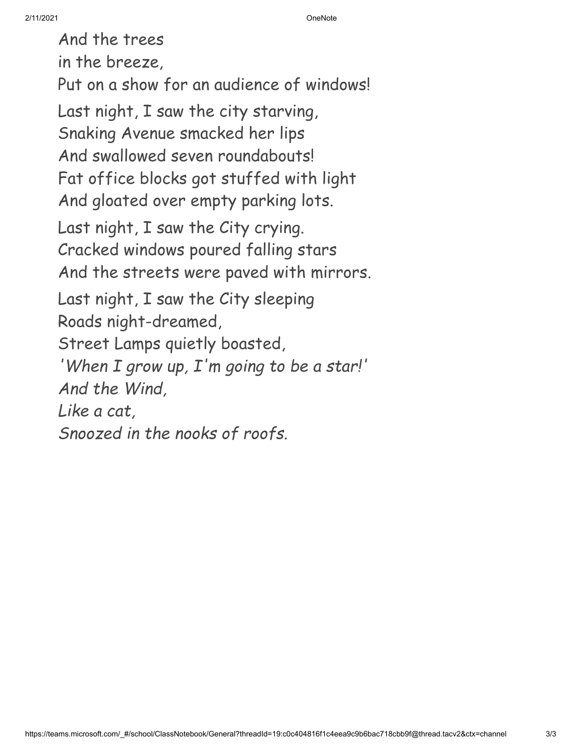And the trees  
in the breeze,  
Put on a show for an audience of windows!

Last night, I saw the city starving,  
Snaking Avenue smacked her lips  
And swallowed seven roundabouts!  
Fat office blocks got stuffed with light  
And gloated over empty parking lots.

Last night, I saw the City crying.  
Cracked windows poured falling stars  
And the streets were paved with mirrors.

Last night, I saw the City sleeping  
Roads night-dreamed,  
Street Lamps quietly boasted,  
*'When I grow up, I'm going to be a star!'*  
*And the Wind,*  
*Like a cat,*  
*Snoozed in the nooks of roofs.*